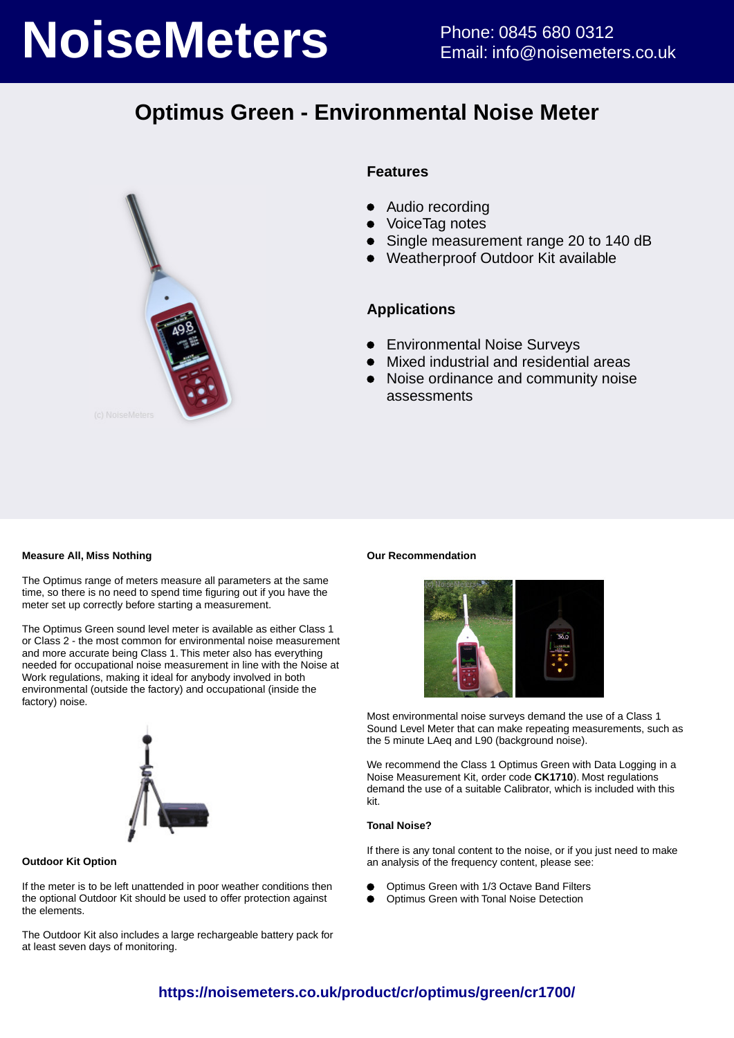# NoiseMeters

Phone: 0845 680 0312
Email: info@noisemeters.co.uk

## Optimus Green - Environmental Noise Meter

### Features

- Audio recording
- VoiceTag notes
- Single measurement range 20 to 140 dB
- Weatherproof Outdoor Kit available

### Applications

- Environmental Noise Surveys
- Mixed industrial and residential areas
- Noise ordinance and community noise assessments

**Measure All, Miss Nothing**

The Optimus range of meters measure all parameters at the same time, so there is no need to spend time figuring out if you have the meter set up correctly before starting a measurement.

The Optimus Green sound level meter is available as either Class 1 or Class 2 - the most common for environmental noise measurement and more accurate being Class 1. This meter also has everything needed for occupational noise measurement in line with the Noise at Work regulations, making it ideal for anybody involved in both environmental (outside the factory) and occupational (inside the factory) noise.

**Outdoor Kit Option**

If the meter is to be left unattended in poor weather conditions then the optional Outdoor Kit should be used to offer protection against the elements.

The Outdoor Kit also includes a large rechargeable battery pack for at least seven days of monitoring.

**Our Recommendation**

Most environmental noise surveys demand the use of a Class 1 Sound Level Meter that can make repeating measurements, such as the 5 minute LAeq and L90 (background noise).

We recommend the Class 1 Optimus Green with Data Logging in a Noise Measurement Kit, order code **CK1710**). Most regulations demand the use of a suitable Calibrator, which is included with this kit.

**Tonal Noise?**

If there is any tonal content to the noise, or if you just need to make an analysis of the frequency content, please see:

- Optimus Green with 1/3 Octave Band Filters
- Optimus Green with Tonal Noise Detection

**https://noisemeters.co.uk/product/cr/optimus/green/cr1700/**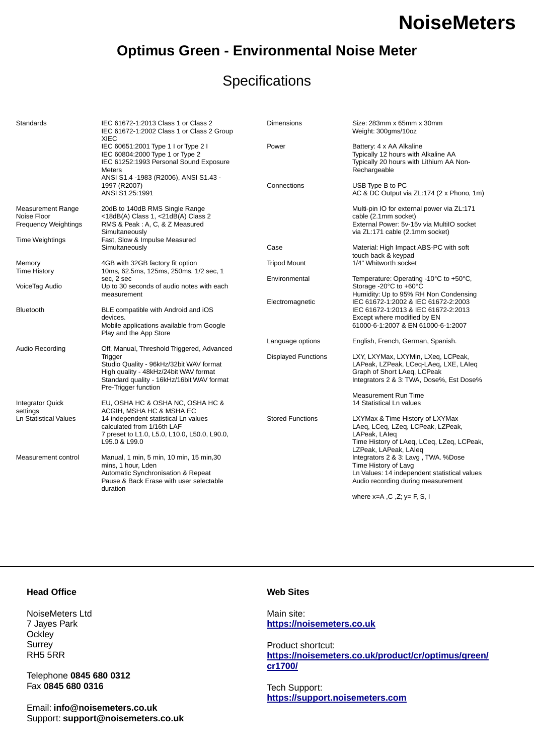# NoiseMeters

## Optimus Green - Environmental Noise Meter

### Specifications

| | |
|---|---|
| Standards | IEC 61672-1:2013 Class 1 or Class 2<br>IEC 61672-1:2002 Class 1 or Class 2 Group XIEC<br>IEC 60651:2001 Type 1 I or Type 2 I<br>IEC 60804:2000 Type 1 or Type 2<br>IEC 61252:1993 Personal Sound Exposure Meters<br>ANSI S1.4 -1983 (R2006), ANSI S1.43 - 1997 (R2007)<br>ANSI S1.25:1991 |
| Measurement Range | 20dB to 140dB RMS Single Range |
| Noise Floor | <18dB(A) Class 1, <21dB(A) Class 2 |
| Frequency Weightings | RMS & Peak : A, C, & Z Measured Simultaneously |
| Time Weightings | Fast, Slow & Impulse Measured Simultaneously |
| Memory | 4GB with 32GB factory fit option |
| Time History | 10ms, 62.5ms, 125ms, 250ms, 1/2 sec, 1 sec, 2 sec |
| VoiceTag Audio | Up to 30 seconds of audio notes with each measurement |
| Bluetooth | BLE compatible with Android and iOS devices.<br>Mobile applications available from Google Play and the App Store |
| Audio Recording | Off, Manual, Threshold Triggered, Advanced Trigger<br>Studio Quality - 96kHz/32bit WAV format<br>High quality - 48kHz/24bit WAV format<br>Standard quality - 16kHz/16bit WAV format<br>Pre-Trigger function |
| Integrator Quick settings | EU, OSHA HC & OSHA NC, OSHA HC & ACGIH, MSHA HC & MSHA EC |
| Ln Statistical Values | 14 independent statistical Ln values calculated from 1/16th LAF<br>7 preset to L1.0, L5.0, L10.0, L50.0, L90.0, L95.0 & L99.0 |
| Measurement control | Manual, 1 min, 5 min, 10 min, 15 min,30 mins, 1 hour, Lden<br>Automatic Synchronisation & Repeat<br>Pause & Back Erase with user selectable duration |
| Dimensions | Size: 283mm x 65mm x 30mm<br>Weight: 300gms/10oz |
| Power | Battery: 4 x AA Alkaline<br>Typically 12 hours with Alkaline AA<br>Typically 20 hours with Lithium AA Non-Rechargeable |
| Connections | USB Type B to PC<br>AC & DC Output via ZL:174 (2 x Phono, 1m)<br><br>Multi-pin IO for external power via ZL:171 cable (2.1mm socket)<br>External Power: 5v-15v via MultiIO socket via ZL:171 cable (2.1mm socket) |
| Case | Material: High Impact ABS-PC with soft touch back & keypad |
| Tripod Mount | 1/4" Whitworth socket |
| Environmental | Temperature: Operating -10°C to +50°C, Storage -20°C to +60°C<br>Humidity: Up to 95% RH Non Condensing |
| Electromagnetic | IEC 61672-1:2002 & IEC 61672-2:2003<br>IEC 61672-1:2013 & IEC 61672-2:2013<br>Except where modified by EN 61000-6-1:2007 & EN 61000-6-1:2007 |
| Language options | English, French, German, Spanish. |
| Displayed Functions | LXY, LXYMax, LXYMin, LXeq, LCPeak, LAPeak, LZPeak, LCeq-LAeq, LXE, LAIeq<br>Graph of Short LAeq, LCPeak<br>Integrators 2 & 3: TWA, Dose%, Est Dose%<br><br>Measurement Run Time<br>14 Statistical Ln values |
| Stored Functions | LXYMax & Time History of LXYMax<br>LAeq, LCeq, LZeq, LCPeak, LZPeak, LAPeak, LAIeq<br>Time History of LAeq, LCeq, LZeq, LCPeak, LZPeak, LAPeak, LAIeq<br>Integrators 2 & 3: Lavg , TWA. %Dose<br>Time History of Lavg<br>Ln Values: 14 independent statistical values<br>Audio recording during measurement<br><br>where x=A ,C ,Z; y= F, S, I |

**Head Office**

NoiseMeters Ltd
7 Jayes Park
Ockley
Surrey
RH5 5RR

Telephone **0845 680 0312**
Fax **0845 680 0316**

Email: **info@noisemeters.co.uk**
Support: **support@noisemeters.co.uk**

**Web Sites**

Main site:
**https://noisemeters.co.uk**

Product shortcut:
**https://noisemeters.co.uk/product/cr/optimus/green/cr1700/**

Tech Support:
**https://support.noisemeters.com**